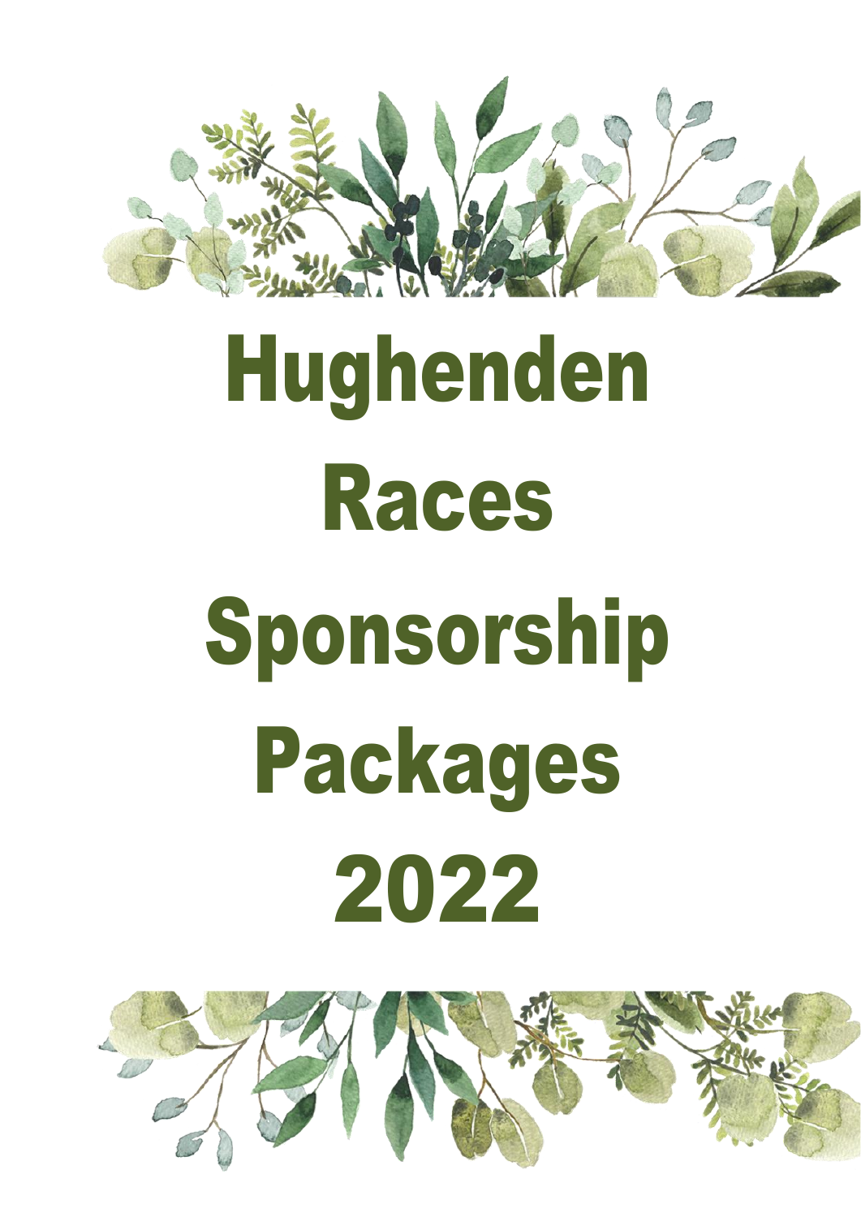# Hughenden Races Sponsorship Packages 2022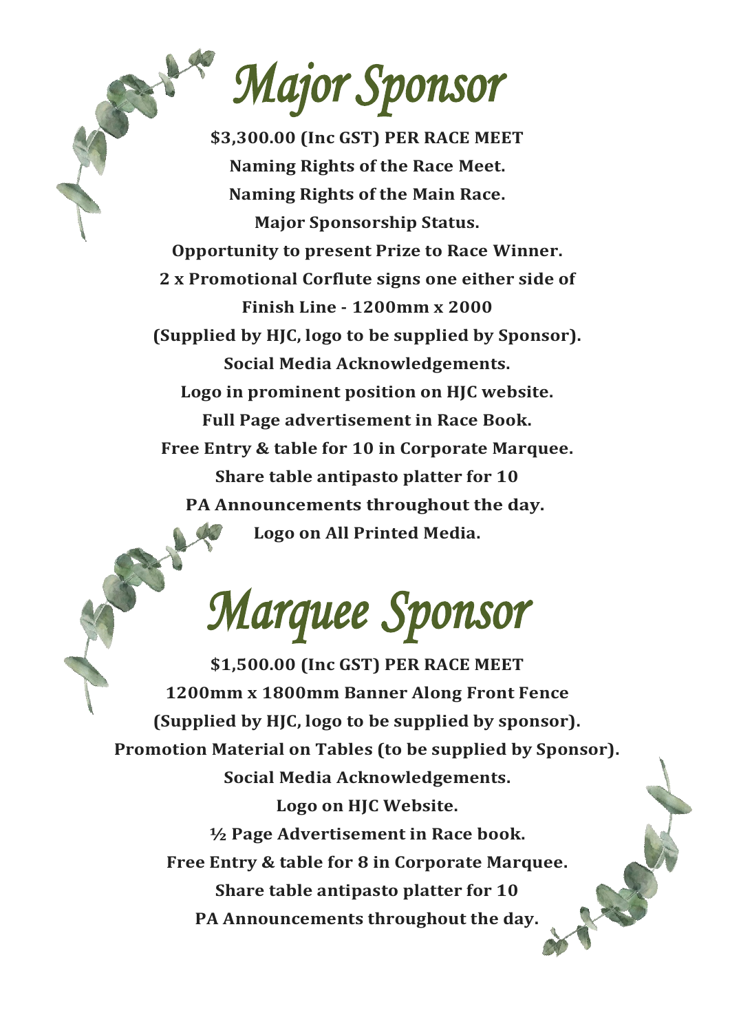# *Major Sponsor*

**$3,300.00 (Inc GST) PER RACE MEET**

**Naming Rights of the Race Meet.**

**Naming Rights of the Main Race.**

**Major Sponsorship Status.**

**Opportunity to present Prize to Race Winner.**

**2 x Promotional Corflute signs one either side of Finish Line - 1200mm x 2000 (Supplied by HJC, logo to be supplied by Sponsor).**

**Social Media Acknowledgements.**

**Logo in prominent position on HJC website.**

**Full Page advertisement in Race Book.**

**Free Entry & table for 10 in Corporate Marquee.**

**Share table antipasto platter for 10**

**PA Announcements throughout the day.**

**Logo on All Printed Media.**

# *Marquee Sponsor*

**$1,500.00 (Inc GST) PER RACE MEET**

**1200mm x 1800mm Banner Along Front Fence (Supplied by HJC, logo to be supplied by sponsor).**

**Promotion Material on Tables (to be supplied by Sponsor).**

**Social Media Acknowledgements.**

**Logo on HJC Website.**

**½ Page Advertisement in Race book.**

**Free Entry & table for 8 in Corporate Marquee.**

**Share table antipasto platter for 10**

**PA Announcements throughout the day.**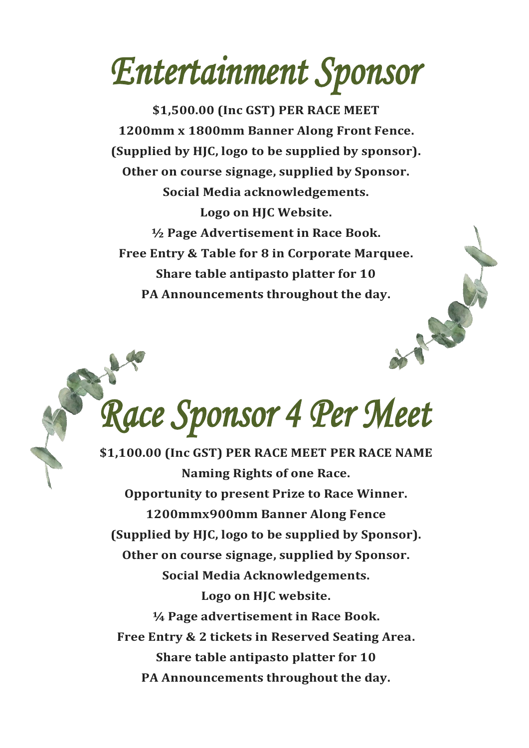# *Entertainment Sponsor*

**$1,500.00 (Inc GST) PER RACE MEET**

**1200mm x 1800mm Banner Along Front Fence.**

**(Supplied by HJC, logo to be supplied by sponsor).**

**Other on course signage, supplied by Sponsor.**

**Social Media acknowledgements.**

**Logo on HJC Website.**

**½ Page Advertisement in Race Book.**

**Free Entry & Table for 8 in Corporate Marquee.**

**Share table antipasto platter for 10**

**PA Announcements throughout the day.**

# *Race Sponsor 4 Per Meet*

**$1,100.00 (Inc GST) PER RACE MEET PER RACE NAME**

**Naming Rights of one Race.**

**Opportunity to present Prize to Race Winner.**

**1200mmx900mm Banner Along Fence**

**(Supplied by HJC, logo to be supplied by Sponsor).**

**Other on course signage, supplied by Sponsor.**

**Social Media Acknowledgements.**

**Logo on HJC website.**

**¼ Page advertisement in Race Book.**

**Free Entry & 2 tickets in Reserved Seating Area.**

**Share table antipasto platter for 10**

**PA Announcements throughout the day.**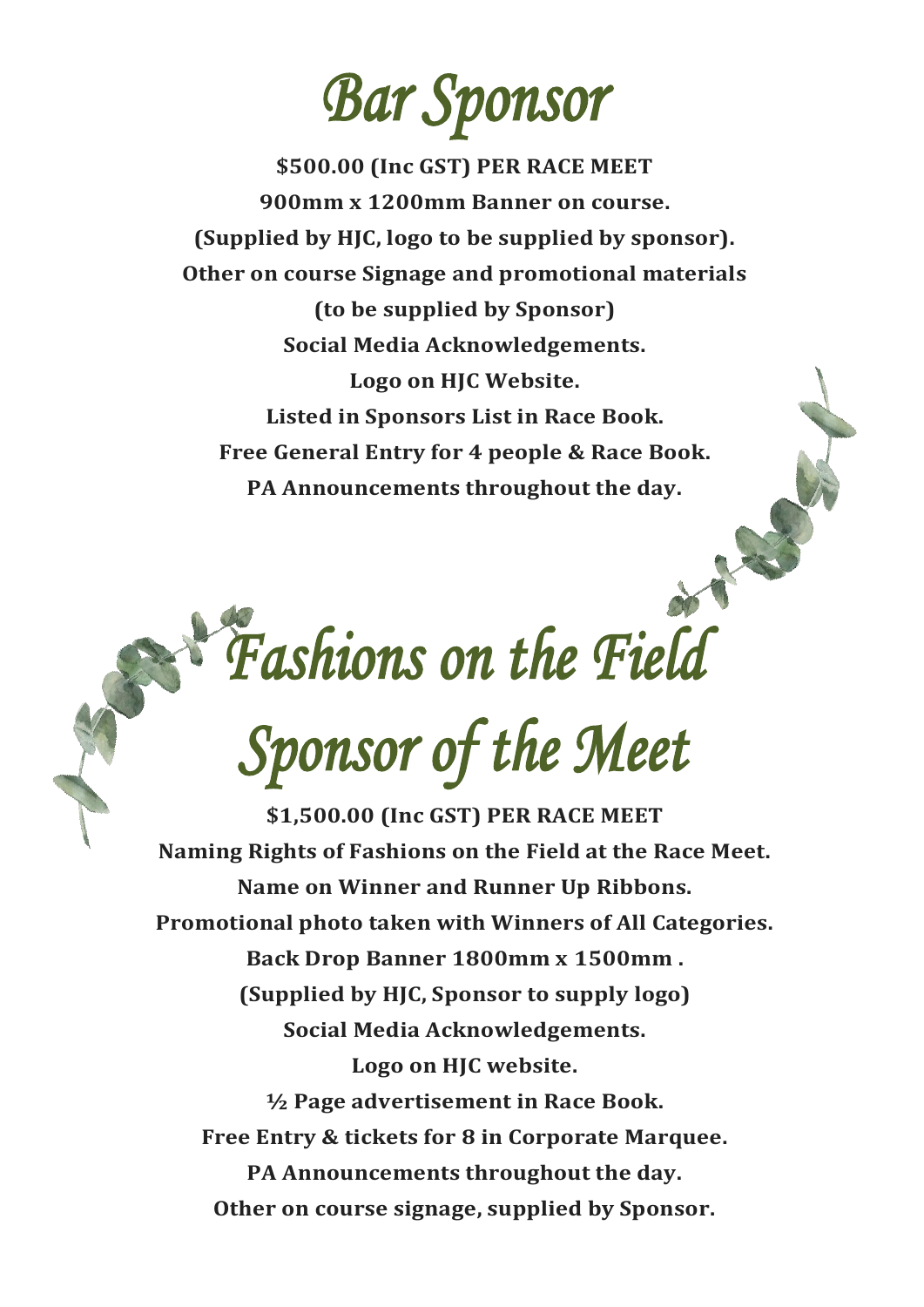# Bar Sponsor

**$500.00 (Inc GST) PER RACE MEET**

**900mm x 1200mm Banner on course.**

**(Supplied by HJC, logo to be supplied by sponsor).**

**Other on course Signage and promotional materials**

**(to be supplied by Sponsor)**

**Social Media Acknowledgements.**

**Logo on HJC Website.**

**Listed in Sponsors List in Race Book.**

**Free General Entry for 4 people & Race Book.**

**PA Announcements throughout the day.**

# Fashions on the Field Sponsor of the Meet

**$1,500.00 (Inc GST) PER RACE MEET**

**Naming Rights of Fashions on the Field at the Race Meet.**

**Name on Winner and Runner Up Ribbons.**

**Promotional photo taken with Winners of All Categories.**

**Back Drop Banner 1800mm x 1500mm .**

**(Supplied by HJC, Sponsor to supply logo)**

**Social Media Acknowledgements.**

**Logo on HJC website.**

**½ Page advertisement in Race Book.**

**Free Entry & tickets for 8 in Corporate Marquee.**

**PA Announcements throughout the day.**

**Other on course signage, supplied by Sponsor.**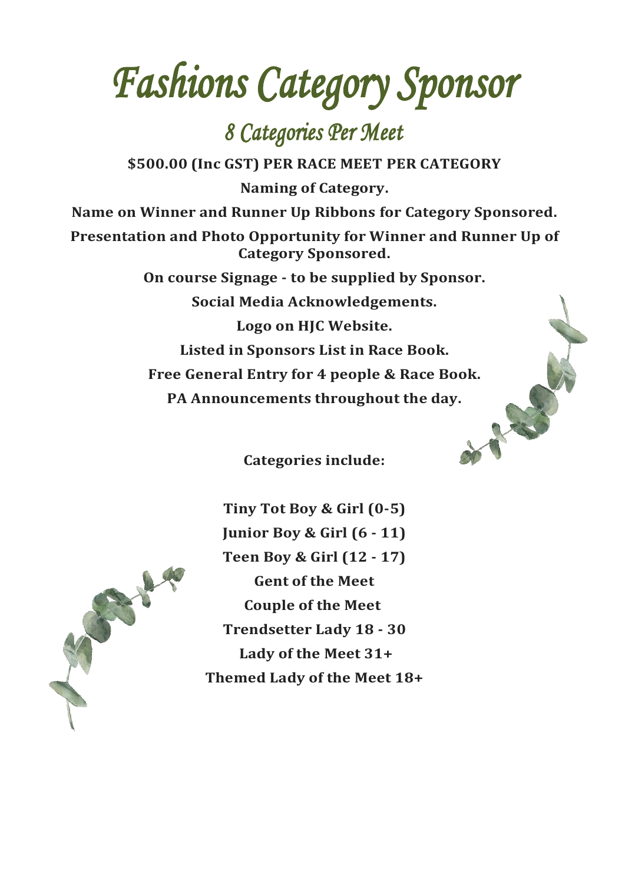# Fashions Category Sponsor

## 8 Categories Per Meet

**$500.00 (Inc GST) PER RACE MEET PER CATEGORY**

**Naming of Category.**

**Name on Winner and Runner Up Ribbons for Category Sponsored.**

**Presentation and Photo Opportunity for Winner and Runner Up of Category Sponsored.**

**On course Signage - to be supplied by Sponsor.**

**Social Media Acknowledgements.**

**Logo on HJC Website.**

**Listed in Sponsors List in Race Book.**

**Free General Entry for 4 people & Race Book.**

**PA Announcements throughout the day.**

**Categories include:**

**Tiny Tot Boy & Girl (0-5)**

**Junior Boy & Girl (6 - 11)**

**Teen Boy & Girl (12 - 17)**

**Gent of the Meet**

**Couple of the Meet**

**Trendsetter Lady 18 - 30**

**Lady of the Meet 31+**

**Themed Lady of the Meet 18+**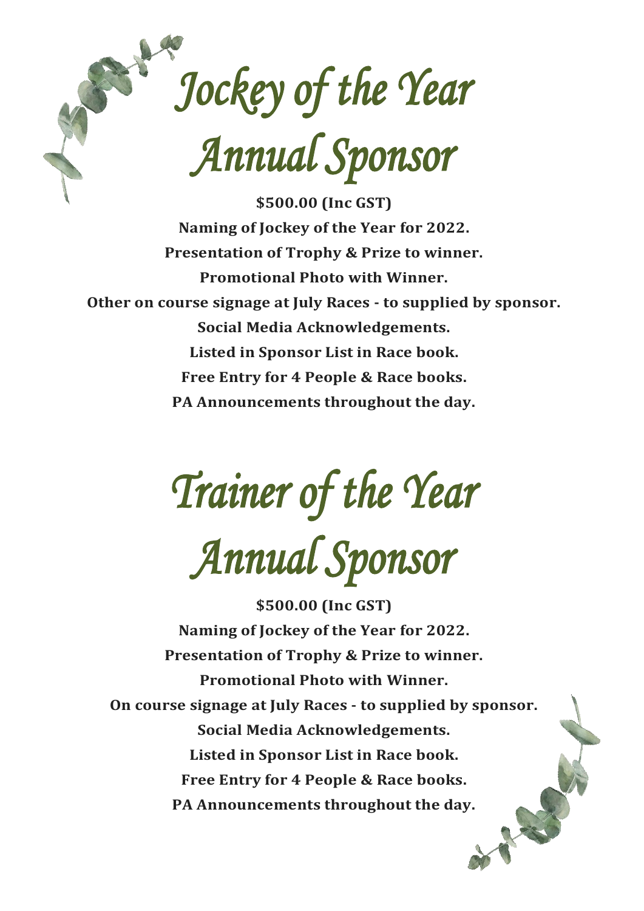# Jockey of the Year Annual Sponsor

**$500.00 (Inc GST)**

**Naming of Jockey of the Year for 2022.**

**Presentation of Trophy & Prize to winner.**

**Promotional Photo with Winner.**

**Other on course signage at July Races - to supplied by sponsor.**

**Social Media Acknowledgements.**

**Listed in Sponsor List in Race book.**

**Free Entry for 4 People & Race books.**

**PA Announcements throughout the day.**

# Trainer of the Year Annual Sponsor

**$500.00 (Inc GST)**

**Naming of Jockey of the Year for 2022.**

**Presentation of Trophy & Prize to winner.**

**Promotional Photo with Winner.**

**On course signage at July Races - to supplied by sponsor.**

**Social Media Acknowledgements.**

**Listed in Sponsor List in Race book.**

**Free Entry for 4 People & Race books.**

**PA Announcements throughout the day.**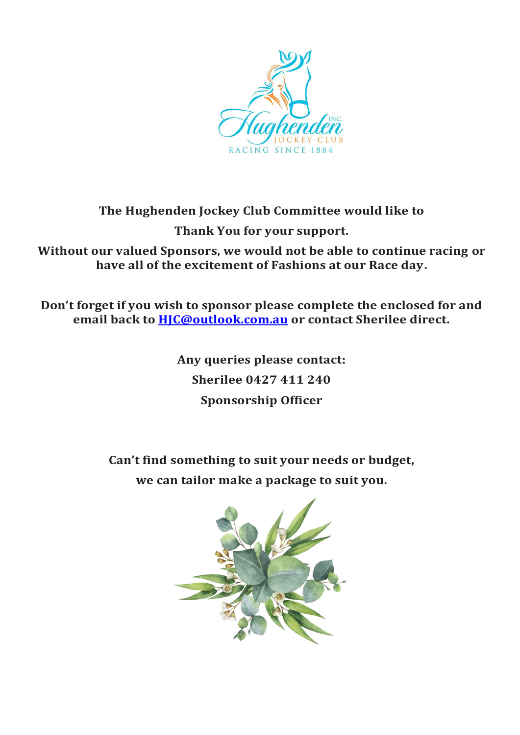**The Hughenden Jockey Club Committee would like to**

**Thank You for your support.**

**Without our valued Sponsors, we would not be able to continue racing or have all of the excitement of Fashions at our Race day.**

**Don't forget if you wish to sponsor please complete the enclosed for and email back to [HJC@outlook.com.au](mailto:HJC@outlook.com.au) or contact Sherilee direct.**

**Any queries please contact:**

**Sherilee 0427 411 240**

**Sponsorship Officer**

**Can't find something to suit your needs or budget,**

**we can tailor make a package to suit you.**